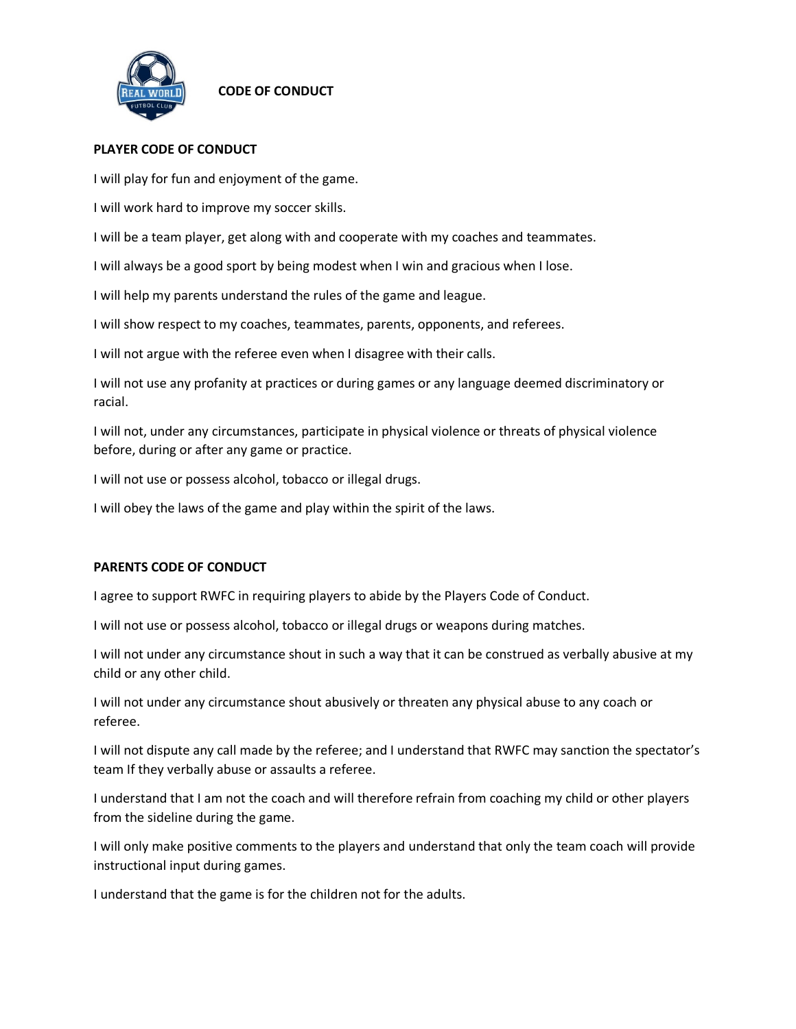# CODE OF CONDUCT

## PLAYER CODE OF CONDUCT

I will play for fun and enjoyment of the game.

I will work hard to improve my soccer skills.

I will be a team player, get along with and cooperate with my coaches and teammates.

I will always be a good sport by being modest when I win and gracious when I lose.

I will help my parents understand the rules of the game and league.

I will show respect to my coaches, teammates, parents, opponents, and referees.

I will not argue with the referee even when I disagree with their calls.

I will not use any profanity at practices or during games or any language deemed discriminatory or racial.

I will not, under any circumstances, participate in physical violence or threats of physical violence before, during or after any game or practice.

I will not use or possess alcohol, tobacco or illegal drugs.

I will obey the laws of the game and play within the spirit of the laws.

## PARENTS CODE OF CONDUCT

I agree to support RWFC in requiring players to abide by the Players Code of Conduct.

I will not use or possess alcohol, tobacco or illegal drugs or weapons during matches.

I will not under any circumstance shout in such a way that it can be construed as verbally abusive at my child or any other child.

I will not under any circumstance shout abusively or threaten any physical abuse to any coach or referee.

I will not dispute any call made by the referee; and I understand that RWFC may sanction the spectator's team If they verbally abuse or assaults a referee.

I understand that I am not the coach and will therefore refrain from coaching my child or other players from the sideline during the game.

I will only make positive comments to the players and understand that only the team coach will provide instructional input during games.

I understand that the game is for the children not for the adults.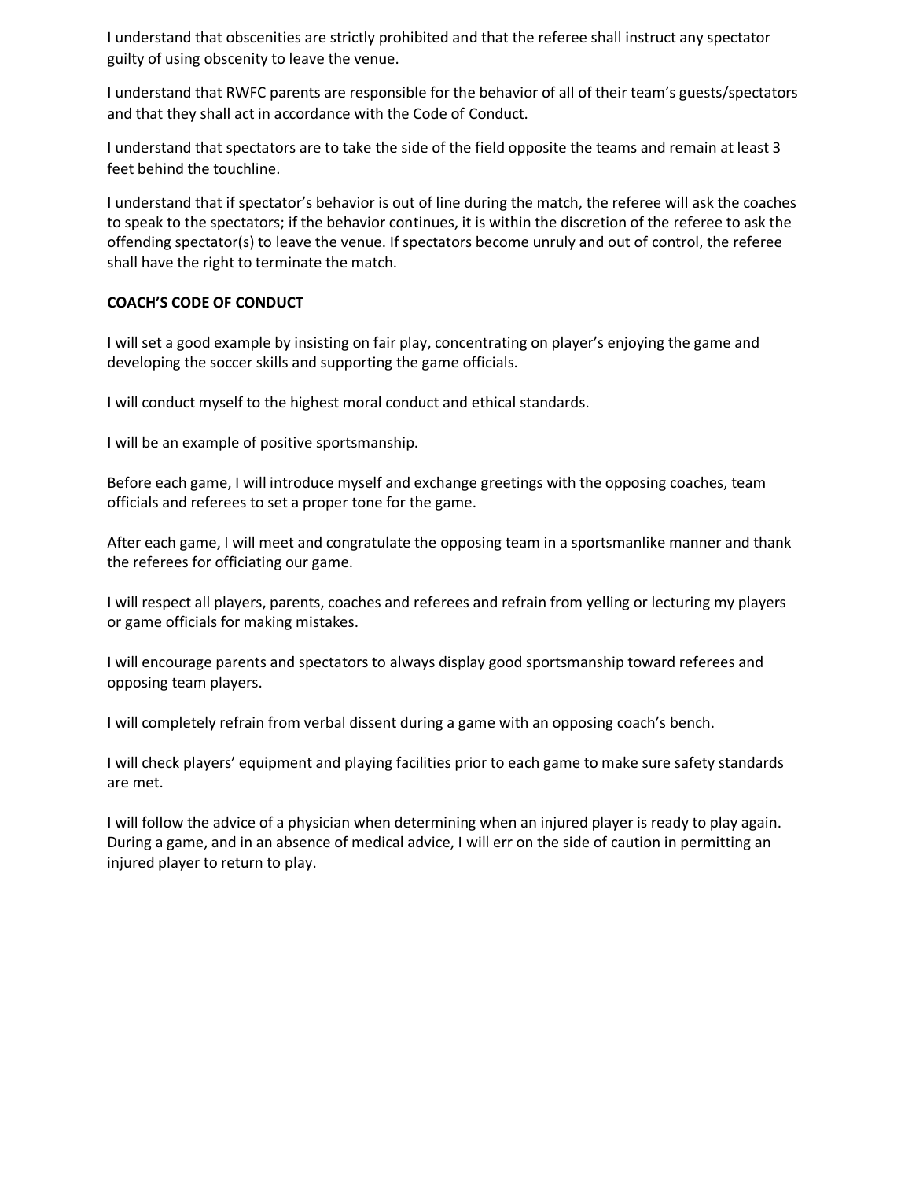I understand that obscenities are strictly prohibited and that the referee shall instruct any spectator guilty of using obscenity to leave the venue.

I understand that RWFC parents are responsible for the behavior of all of their team's guests/spectators and that they shall act in accordance with the Code of Conduct.

I understand that spectators are to take the side of the field opposite the teams and remain at least 3 feet behind the touchline.

I understand that if spectator's behavior is out of line during the match, the referee will ask the coaches to speak to the spectators; if the behavior continues, it is within the discretion of the referee to ask the offending spectator(s) to leave the venue. If spectators become unruly and out of control, the referee shall have the right to terminate the match.

**COACH'S CODE OF CONDUCT**

I will set a good example by insisting on fair play, concentrating on player's enjoying the game and developing the soccer skills and supporting the game officials.

I will conduct myself to the highest moral conduct and ethical standards.

I will be an example of positive sportsmanship.

Before each game, I will introduce myself and exchange greetings with the opposing coaches, team officials and referees to set a proper tone for the game.

After each game, I will meet and congratulate the opposing team in a sportsmanlike manner and thank the referees for officiating our game.

I will respect all players, parents, coaches and referees and refrain from yelling or lecturing my players or game officials for making mistakes.

I will encourage parents and spectators to always display good sportsmanship toward referees and opposing team players.

I will completely refrain from verbal dissent during a game with an opposing coach's bench.

I will check players' equipment and playing facilities prior to each game to make sure safety standards are met.

I will follow the advice of a physician when determining when an injured player is ready to play again. During a game, and in an absence of medical advice, I will err on the side of caution in permitting an injured player to return to play.